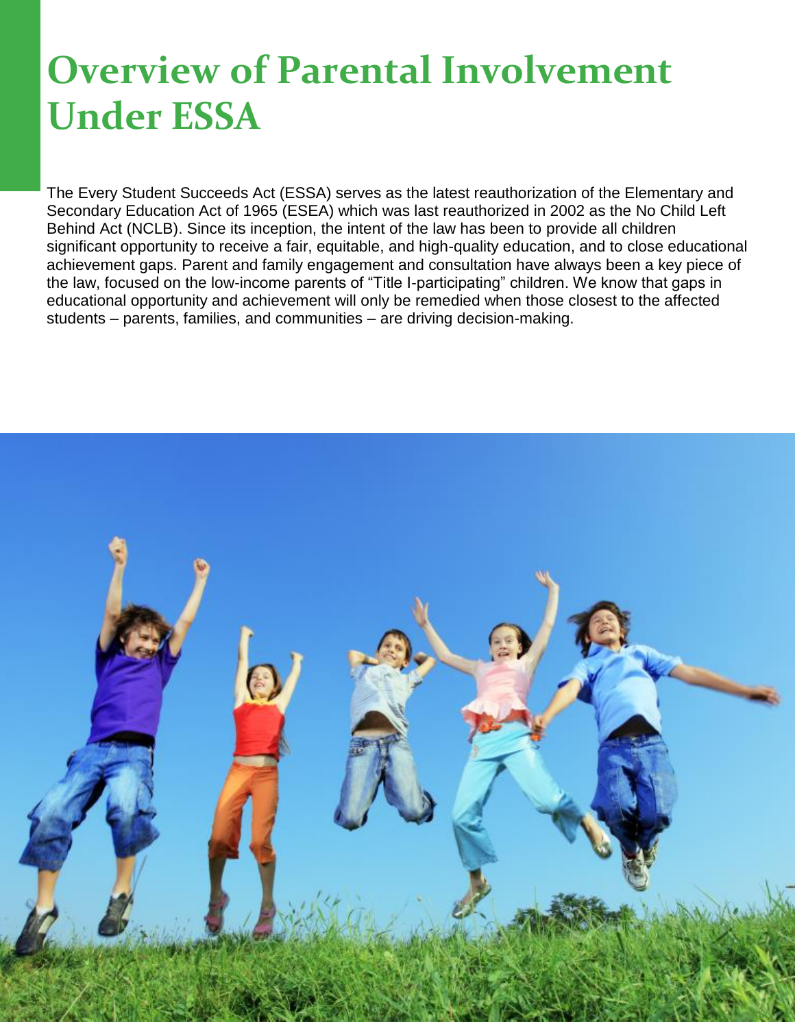# Overview of Parental Involvement Under ESSA

The Every Student Succeeds Act (ESSA) serves as the latest reauthorization of the Elementary and Secondary Education Act of 1965 (ESEA) which was last reauthorized in 2002 as the No Child Left Behind Act (NCLB). Since its inception, the intent of the law has been to provide all children significant opportunity to receive a fair, equitable, and high-quality education, and to close educational achievement gaps. Parent and family engagement and consultation have always been a key piece of the law, focused on the low-income parents of "Title I-participating" children. We know that gaps in educational opportunity and achievement will only be remedied when those closest to the affected students – parents, families, and communities – are driving decision-making.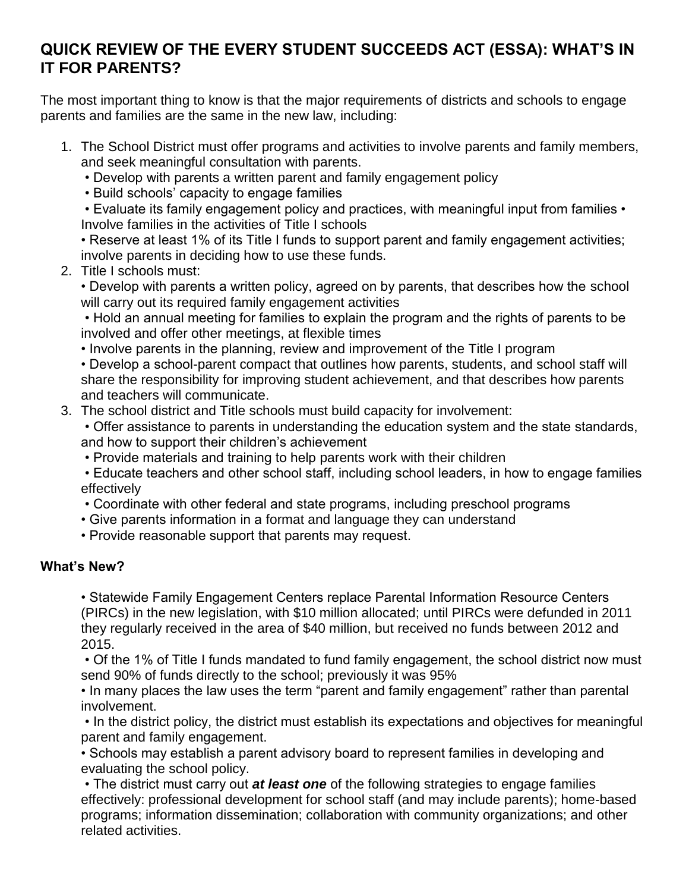## QUICK REVIEW OF THE EVERY STUDENT SUCCEEDS ACT (ESSA): WHAT'S IN IT FOR PARENTS?

The most important thing to know is that the major requirements of districts and schools to engage parents and families are the same in the new law, including:

1. The School District must offer programs and activities to involve parents and family members, and seek meaningful consultation with parents.
   - Develop with parents a written parent and family engagement policy
   - Build schools' capacity to engage families
   - Evaluate its family engagement policy and practices, with meaningful input from families
   - Involve families in the activities of Title I schools
   - Reserve at least 1% of its Title I funds to support parent and family engagement activities; involve parents in deciding how to use these funds.
2. Title I schools must:
   - Develop with parents a written policy, agreed on by parents, that describes how the school will carry out its required family engagement activities
   - Hold an annual meeting for families to explain the program and the rights of parents to be involved and offer other meetings, at flexible times
   - Involve parents in the planning, review and improvement of the Title I program
   - Develop a school-parent compact that outlines how parents, students, and school staff will share the responsibility for improving student achievement, and that describes how parents and teachers will communicate.
3. The school district and Title schools must build capacity for involvement:
   - Offer assistance to parents in understanding the education system and the state standards, and how to support their children's achievement
   - Provide materials and training to help parents work with their children
   - Educate teachers and other school staff, including school leaders, in how to engage families effectively
   - Coordinate with other federal and state programs, including preschool programs
   - Give parents information in a format and language they can understand
   - Provide reasonable support that parents may request.

### What's New?

- Statewide Family Engagement Centers replace Parental Information Resource Centers (PIRCs) in the new legislation, with $10 million allocated; until PIRCs were defunded in 2011 they regularly received in the area of $40 million, but received no funds between 2012 and 2015.
- Of the 1% of Title I funds mandated to fund family engagement, the school district now must send 90% of funds directly to the school; previously it was 95%
- In many places the law uses the term "parent and family engagement" rather than parental involvement.
- In the district policy, the district must establish its expectations and objectives for meaningful parent and family engagement.
- Schools may establish a parent advisory board to represent families in developing and evaluating the school policy.
- The district must carry out ***at least one*** of the following strategies to engage families effectively: professional development for school staff (and may include parents); home-based programs; information dissemination; collaboration with community organizations; and other related activities.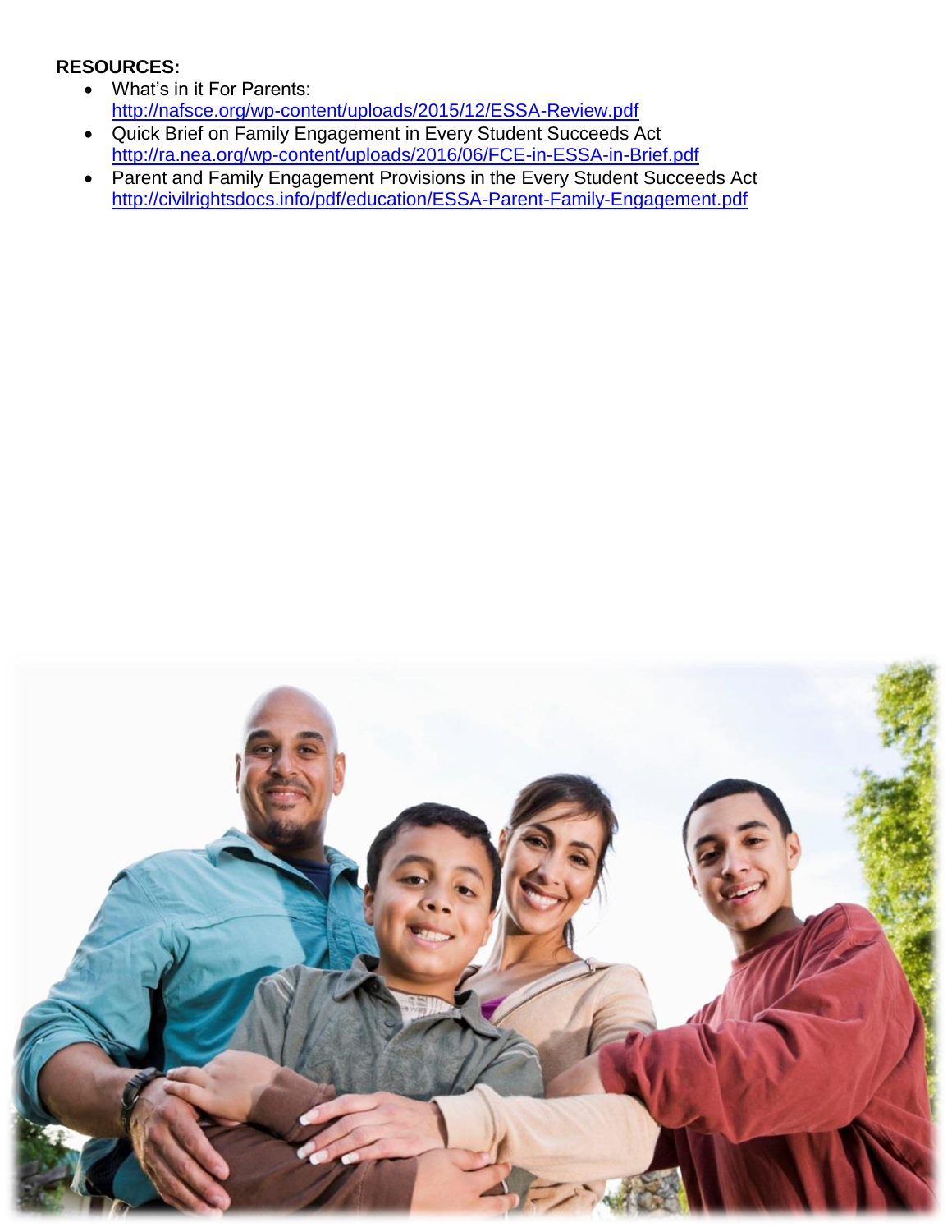**RESOURCES:**

- What's in it For Parents:
  http://nafsce.org/wp-content/uploads/2015/12/ESSA-Review.pdf
- Quick Brief on Family Engagement in Every Student Succeeds Act
  http://ra.nea.org/wp-content/uploads/2016/06/FCE-in-ESSA-in-Brief.pdf
- Parent and Family Engagement Provisions in the Every Student Succeeds Act
  http://civilrightsdocs.info/pdf/education/ESSA-Parent-Family-Engagement.pdf